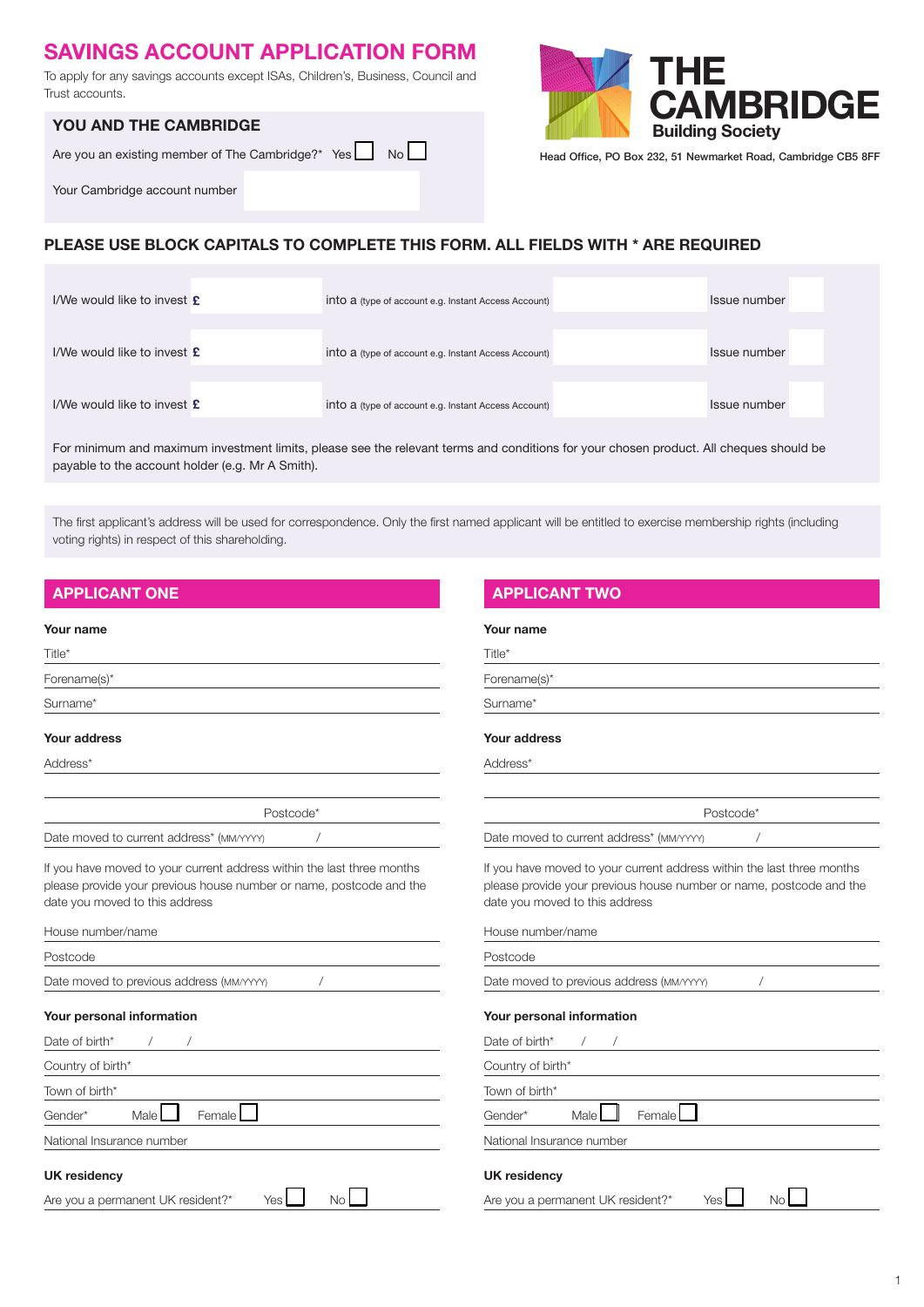# SAVINGS ACCOUNT APPLICATION FORM

To apply for any savings accounts except ISAs, Children's, Business, Council and Trust accounts.

**THE CAMBRIDGE**
**Building Society**

Head Office, PO Box 232, 51 Newmarket Road, Cambridge CB5 8FF

## YOU AND THE CAMBRIDGE

Are you an existing member of The Cambridge?* Yes ☐ No ☐

Your Cambridge account number

**PLEASE USE BLOCK CAPITALS TO COMPLETE THIS FORM. ALL FIELDS WITH * ARE REQUIRED**

I/We would like to invest £ into a (type of account e.g. Instant Access Account) Issue number

I/We would like to invest £ into a (type of account e.g. Instant Access Account) Issue number

I/We would like to invest £ into a (type of account e.g. Instant Access Account) Issue number

For minimum and maximum investment limits, please see the relevant terms and conditions for your chosen product. All cheques should be payable to the account holder (e.g. Mr A Smith).

The first applicant's address will be used for correspondence. Only the first named applicant will be entitled to exercise membership rights (including voting rights) in respect of this shareholding.

## APPLICANT ONE

**Your name**

Title*

Forename(s)*

Surname*

**Your address**

Address*

Postcode*

Date moved to current address* (MM/YYYY) /

If you have moved to your current address within the last three months please provide your previous house number or name, postcode and the date you moved to this address

House number/name

Postcode

Date moved to previous address (MM/YYYY) /

**Your personal information**

Date of birth* / /

Country of birth*

Town of birth*

Gender* Male ☐ Female ☐

National Insurance number

**UK residency**

Are you a permanent UK resident?* Yes ☐ No ☐

## APPLICANT TWO

**Your name**

Title*

Forename(s)*

Surname*

**Your address**

Address*

Postcode*

Date moved to current address* (MM/YYYY) /

If you have moved to your current address within the last three months please provide your previous house number or name, postcode and the date you moved to this address

House number/name

Postcode

Date moved to previous address (MM/YYYY) /

**Your personal information**

Date of birth* / /

Country of birth*

Town of birth*

Gender* Male ☐ Female ☐

National Insurance number

**UK residency**

Are you a permanent UK resident?* Yes ☐ No ☐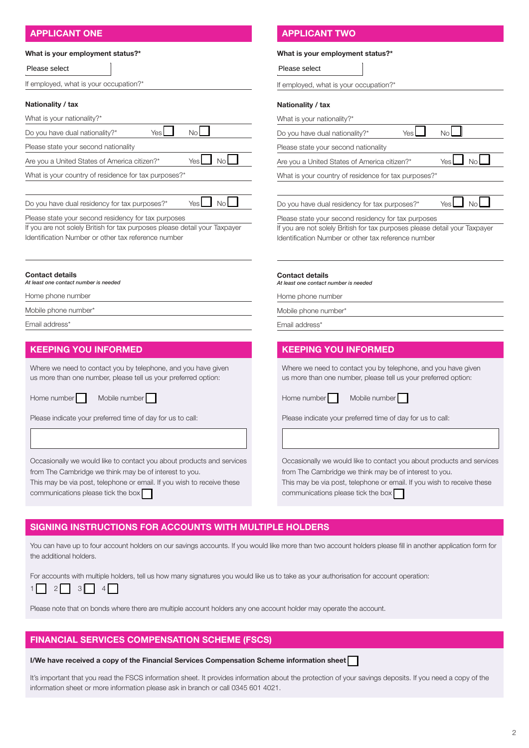## APPLICANT ONE

**What is your employment status?***

Please select

If employed, what is your occupation?*

**Nationality / tax**

What is your nationality?*

Do you have dual nationality?* Yes ☐ No ☐

Please state your second nationality

Are you a United States of America citizen?* Yes ☐ No ☐

What is your country of residence for tax purposes?*

Do you have dual residency for tax purposes?* Yes ☐ No ☐

Please state your second residency for tax purposes

If you are not solely British for tax purposes please detail your Taxpayer Identification Number or other tax reference number

**Contact details**

*At least one contact number is needed*

Home phone number

Mobile phone number*

Email address*

## KEEPING YOU INFORMED

Where we need to contact you by telephone, and you have given us more than one number, please tell us your preferred option:

Home number ☐ Mobile number ☐

Please indicate your preferred time of day for us to call:

Occasionally we would like to contact you about products and services from The Cambridge we think may be of interest to you.
This may be via post, telephone or email. If you wish to receive these communications please tick the box ☐

## APPLICANT TWO

**What is your employment status?***

Please select

If employed, what is your occupation?*

**Nationality / tax**

What is your nationality?*

Do you have dual nationality?* Yes ☐ No ☐

Please state your second nationality

Are you a United States of America citizen?* Yes ☐ No ☐

What is your country of residence for tax purposes?*

Do you have dual residency for tax purposes?* Yes ☐ No ☐

Please state your second residency for tax purposes

If you are not solely British for tax purposes please detail your Taxpayer Identification Number or other tax reference number

**Contact details**

*At least one contact number is needed*

Home phone number

Mobile phone number*

Email address*

## KEEPING YOU INFORMED

Where we need to contact you by telephone, and you have given us more than one number, please tell us your preferred option:

Home number ☐ Mobile number ☐

Please indicate your preferred time of day for us to call:

Occasionally we would like to contact you about products and services from The Cambridge we think may be of interest to you.
This may be via post, telephone or email. If you wish to receive these communications please tick the box ☐

## SIGNING INSTRUCTIONS FOR ACCOUNTS WITH MULTIPLE HOLDERS

You can have up to four account holders on our savings accounts. If you would like more than two account holders please fill in another application form for the additional holders.

For accounts with multiple holders, tell us how many signatures you would like us to take as your authorisation for account operation:

1 ☐ 2 ☐ 3 ☐ 4 ☐

Please note that on bonds where there are multiple account holders any one account holder may operate the account.

## FINANCIAL SERVICES COMPENSATION SCHEME (FSCS)

**I/We have received a copy of the Financial Services Compensation Scheme information sheet** ☐

It's important that you read the FSCS information sheet. It provides information about the protection of your savings deposits. If you need a copy of the information sheet or more information please ask in branch or call 0345 601 4021.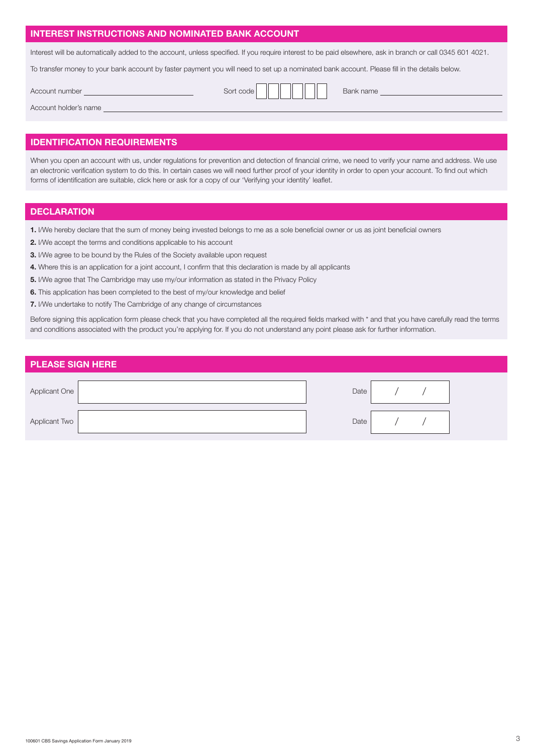## INTEREST INSTRUCTIONS AND NOMINATED BANK ACCOUNT

Interest will be automatically added to the account, unless specified. If you require interest to be paid elsewhere, ask in branch or call 0345 601 4021.

To transfer money to your bank account by faster payment you will need to set up a nominated bank account. Please fill in the details below.

Account number ____________________ Sort code [ ][ ][ ][ ][ ][ ] Bank name ____________________

Account holder's name ________________________________________

## IDENTIFICATION REQUIREMENTS

When you open an account with us, under regulations for prevention and detection of financial crime, we need to verify your name and address. We use an electronic verification system to do this. In certain cases we will need further proof of your identity in order to open your account. To find out which forms of identification are suitable, click here or ask for a copy of our 'Verifying your identity' leaflet.

## DECLARATION

**1.** I/We hereby declare that the sum of money being invested belongs to me as a sole beneficial owner or us as joint beneficial owners

**2.** I/We accept the terms and conditions applicable to his account

**3.** I/We agree to be bound by the Rules of the Society available upon request

**4.** Where this is an application for a joint account, I confirm that this declaration is made by all applicants

**5.** I/We agree that The Cambridge may use my/our information as stated in the Privacy Policy

**6.** This application has been completed to the best of my/our knowledge and belief

**7.** I/We undertake to notify The Cambridge of any change of circumstances

Before signing this application form please check that you have completed all the required fields marked with * and that you have carefully read the terms and conditions associated with the product you're applying for. If you do not understand any point please ask for further information.

## PLEASE SIGN HERE

| | | | |
|---|---|---|---|
| Applicant One | | Date | / / |
| Applicant Two | | Date | / / |

100601 CBS Savings Application Form January 2019